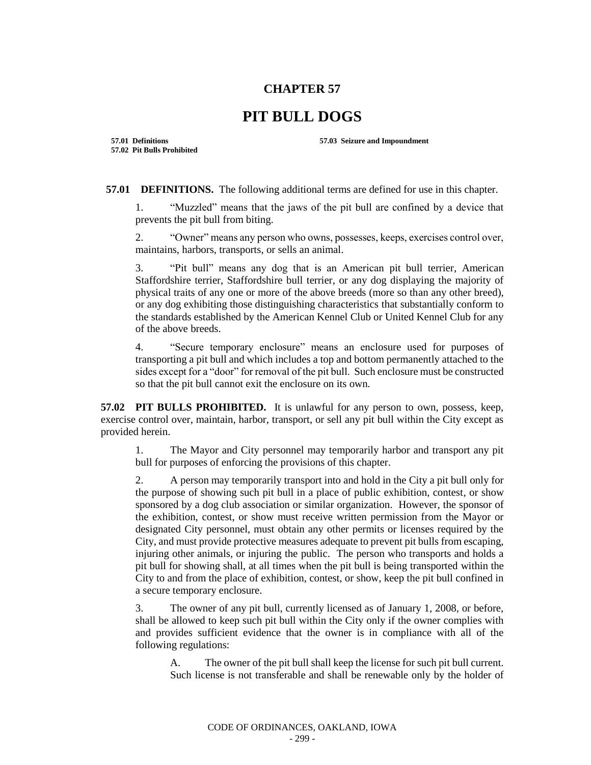# CHAPTER 57

# PIT BULL DOGS

**57.01 Definitions**
**57.02 Pit Bulls Prohibited**
**57.03 Seizure and Impoundment**

**57.01 DEFINITIONS.** The following additional terms are defined for use in this chapter.

1. "Muzzled" means that the jaws of the pit bull are confined by a device that prevents the pit bull from biting.

2. "Owner" means any person who owns, possesses, keeps, exercises control over, maintains, harbors, transports, or sells an animal.

3. "Pit bull" means any dog that is an American pit bull terrier, American Staffordshire terrier, Staffordshire bull terrier, or any dog displaying the majority of physical traits of any one or more of the above breeds (more so than any other breed), or any dog exhibiting those distinguishing characteristics that substantially conform to the standards established by the American Kennel Club or United Kennel Club for any of the above breeds.

4. "Secure temporary enclosure" means an enclosure used for purposes of transporting a pit bull and which includes a top and bottom permanently attached to the sides except for a "door" for removal of the pit bull. Such enclosure must be constructed so that the pit bull cannot exit the enclosure on its own.

**57.02 PIT BULLS PROHIBITED.** It is unlawful for any person to own, possess, keep, exercise control over, maintain, harbor, transport, or sell any pit bull within the City except as provided herein.

1. The Mayor and City personnel may temporarily harbor and transport any pit bull for purposes of enforcing the provisions of this chapter.

2. A person may temporarily transport into and hold in the City a pit bull only for the purpose of showing such pit bull in a place of public exhibition, contest, or show sponsored by a dog club association or similar organization. However, the sponsor of the exhibition, contest, or show must receive written permission from the Mayor or designated City personnel, must obtain any other permits or licenses required by the City, and must provide protective measures adequate to prevent pit bulls from escaping, injuring other animals, or injuring the public. The person who transports and holds a pit bull for showing shall, at all times when the pit bull is being transported within the City to and from the place of exhibition, contest, or show, keep the pit bull confined in a secure temporary enclosure.

3. The owner of any pit bull, currently licensed as of January 1, 2008, or before, shall be allowed to keep such pit bull within the City only if the owner complies with and provides sufficient evidence that the owner is in compliance with all of the following regulations:

A. The owner of the pit bull shall keep the license for such pit bull current. Such license is not transferable and shall be renewable only by the holder of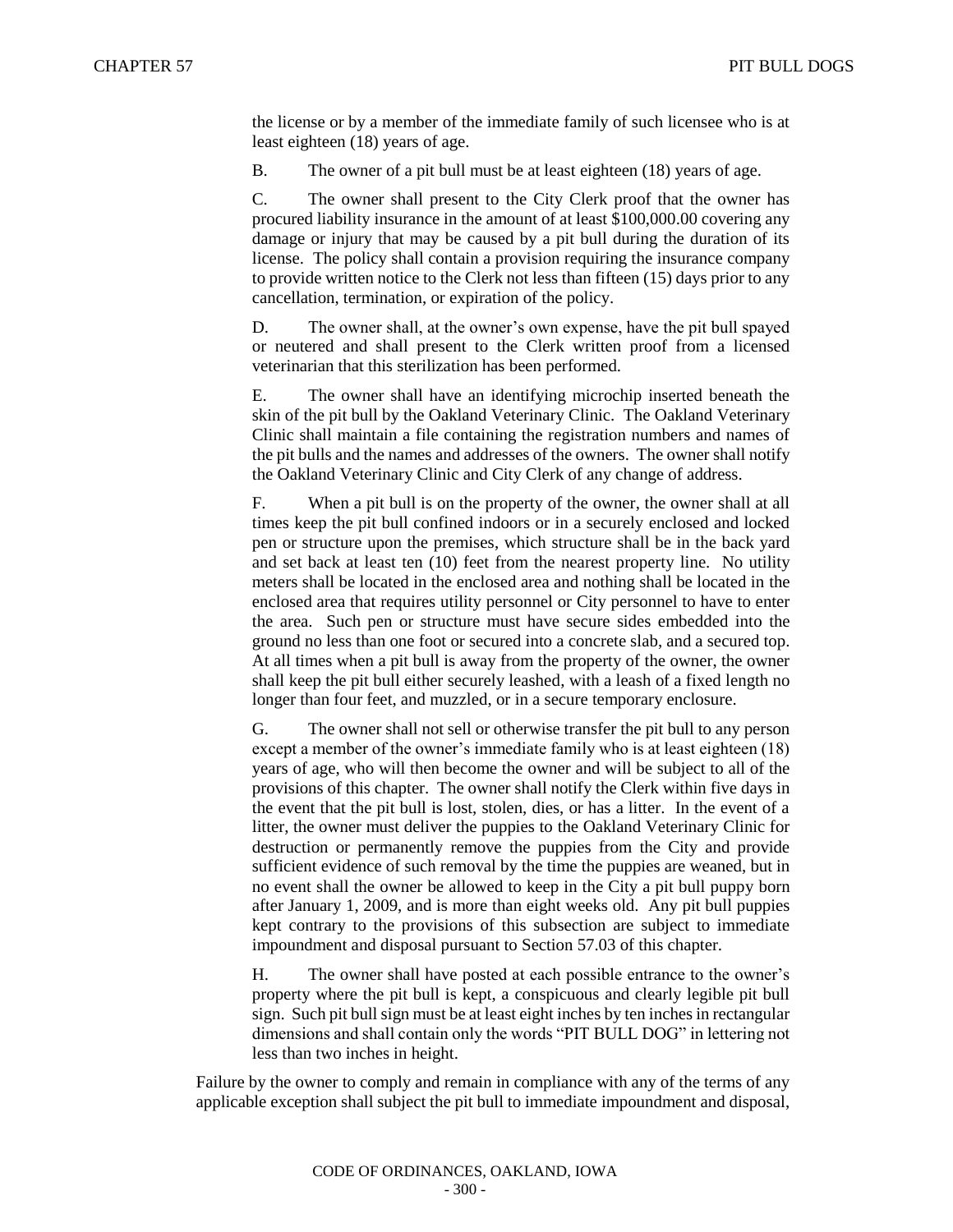the license or by a member of the immediate family of such licensee who is at least eighteen (18) years of age.

B. The owner of a pit bull must be at least eighteen (18) years of age.

C. The owner shall present to the City Clerk proof that the owner has procured liability insurance in the amount of at least $100,000.00 covering any damage or injury that may be caused by a pit bull during the duration of its license. The policy shall contain a provision requiring the insurance company to provide written notice to the Clerk not less than fifteen (15) days prior to any cancellation, termination, or expiration of the policy.

D. The owner shall, at the owner's own expense, have the pit bull spayed or neutered and shall present to the Clerk written proof from a licensed veterinarian that this sterilization has been performed.

E. The owner shall have an identifying microchip inserted beneath the skin of the pit bull by the Oakland Veterinary Clinic. The Oakland Veterinary Clinic shall maintain a file containing the registration numbers and names of the pit bulls and the names and addresses of the owners. The owner shall notify the Oakland Veterinary Clinic and City Clerk of any change of address.

F. When a pit bull is on the property of the owner, the owner shall at all times keep the pit bull confined indoors or in a securely enclosed and locked pen or structure upon the premises, which structure shall be in the back yard and set back at least ten (10) feet from the nearest property line. No utility meters shall be located in the enclosed area and nothing shall be located in the enclosed area that requires utility personnel or City personnel to have to enter the area. Such pen or structure must have secure sides embedded into the ground no less than one foot or secured into a concrete slab, and a secured top. At all times when a pit bull is away from the property of the owner, the owner shall keep the pit bull either securely leashed, with a leash of a fixed length no longer than four feet, and muzzled, or in a secure temporary enclosure.

G. The owner shall not sell or otherwise transfer the pit bull to any person except a member of the owner's immediate family who is at least eighteen (18) years of age, who will then become the owner and will be subject to all of the provisions of this chapter. The owner shall notify the Clerk within five days in the event that the pit bull is lost, stolen, dies, or has a litter. In the event of a litter, the owner must deliver the puppies to the Oakland Veterinary Clinic for destruction or permanently remove the puppies from the City and provide sufficient evidence of such removal by the time the puppies are weaned, but in no event shall the owner be allowed to keep in the City a pit bull puppy born after January 1, 2009, and is more than eight weeks old. Any pit bull puppies kept contrary to the provisions of this subsection are subject to immediate impoundment and disposal pursuant to Section 57.03 of this chapter.

H. The owner shall have posted at each possible entrance to the owner's property where the pit bull is kept, a conspicuous and clearly legible pit bull sign. Such pit bull sign must be at least eight inches by ten inches in rectangular dimensions and shall contain only the words "PIT BULL DOG" in lettering not less than two inches in height.

Failure by the owner to comply and remain in compliance with any of the terms of any applicable exception shall subject the pit bull to immediate impoundment and disposal,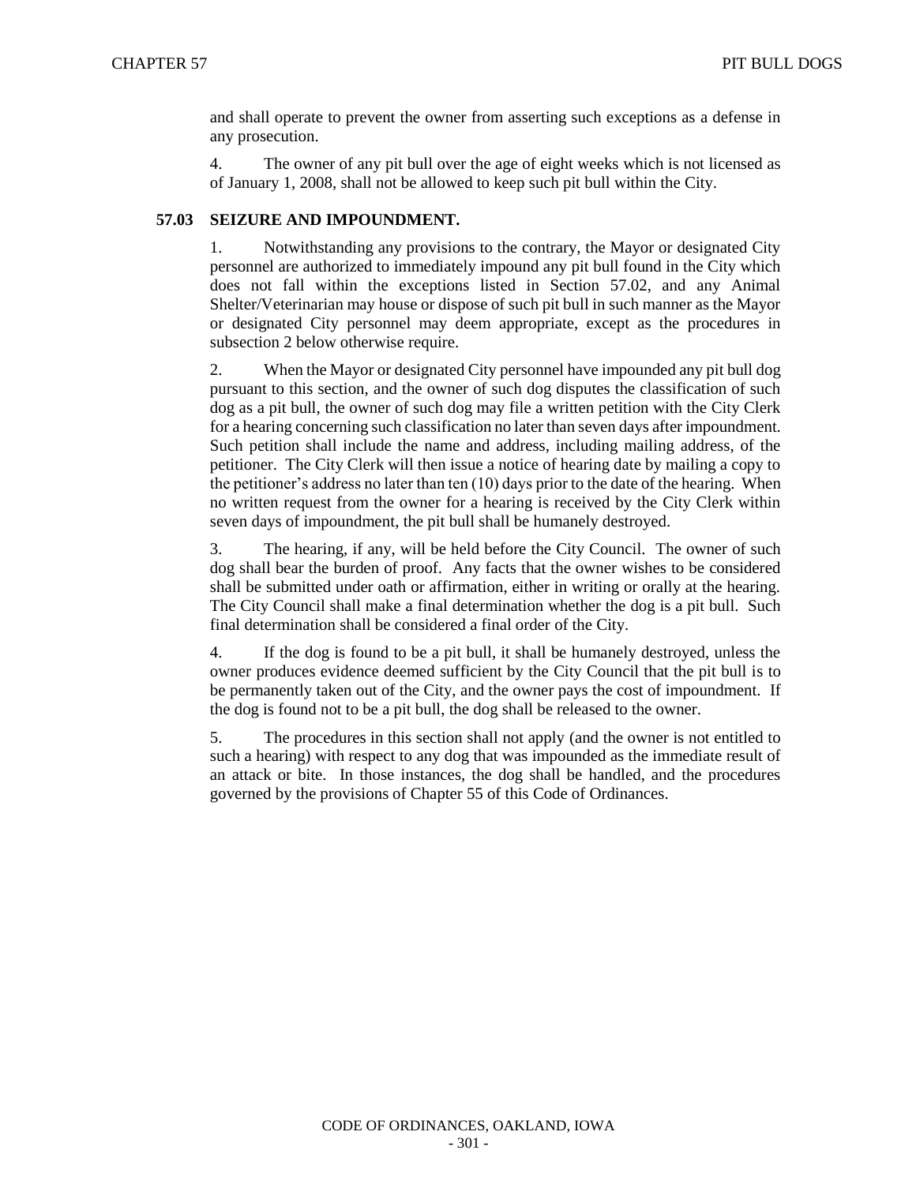and shall operate to prevent the owner from asserting such exceptions as a defense in any prosecution.

4. The owner of any pit bull over the age of eight weeks which is not licensed as of January 1, 2008, shall not be allowed to keep such pit bull within the City.

## 57.03 SEIZURE AND IMPOUNDMENT.

1. Notwithstanding any provisions to the contrary, the Mayor or designated City personnel are authorized to immediately impound any pit bull found in the City which does not fall within the exceptions listed in Section 57.02, and any Animal Shelter/Veterinarian may house or dispose of such pit bull in such manner as the Mayor or designated City personnel may deem appropriate, except as the procedures in subsection 2 below otherwise require.

2. When the Mayor or designated City personnel have impounded any pit bull dog pursuant to this section, and the owner of such dog disputes the classification of such dog as a pit bull, the owner of such dog may file a written petition with the City Clerk for a hearing concerning such classification no later than seven days after impoundment. Such petition shall include the name and address, including mailing address, of the petitioner. The City Clerk will then issue a notice of hearing date by mailing a copy to the petitioner's address no later than ten (10) days prior to the date of the hearing. When no written request from the owner for a hearing is received by the City Clerk within seven days of impoundment, the pit bull shall be humanely destroyed.

3. The hearing, if any, will be held before the City Council. The owner of such dog shall bear the burden of proof. Any facts that the owner wishes to be considered shall be submitted under oath or affirmation, either in writing or orally at the hearing. The City Council shall make a final determination whether the dog is a pit bull. Such final determination shall be considered a final order of the City.

4. If the dog is found to be a pit bull, it shall be humanely destroyed, unless the owner produces evidence deemed sufficient by the City Council that the pit bull is to be permanently taken out of the City, and the owner pays the cost of impoundment. If the dog is found not to be a pit bull, the dog shall be released to the owner.

5. The procedures in this section shall not apply (and the owner is not entitled to such a hearing) with respect to any dog that was impounded as the immediate result of an attack or bite. In those instances, the dog shall be handled, and the procedures governed by the provisions of Chapter 55 of this Code of Ordinances.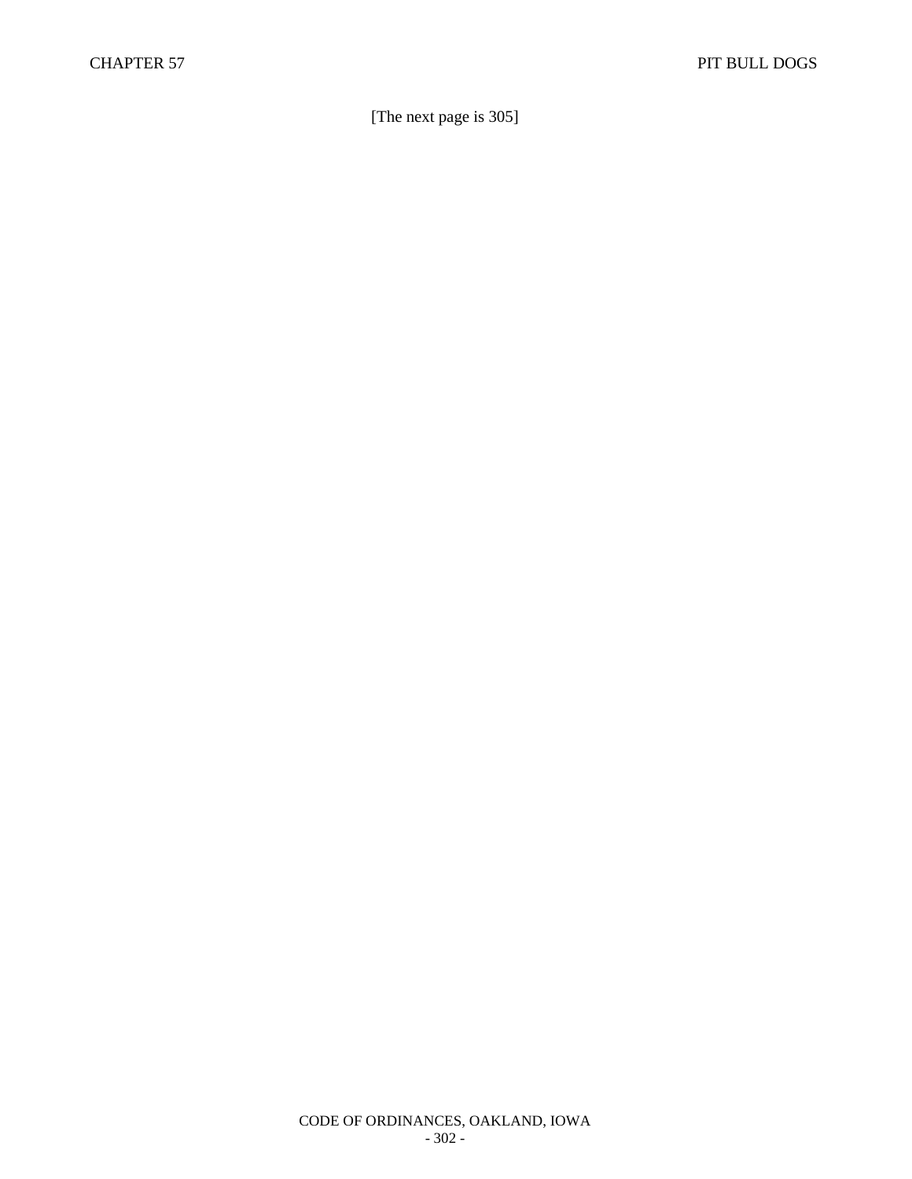[The next page is 305]